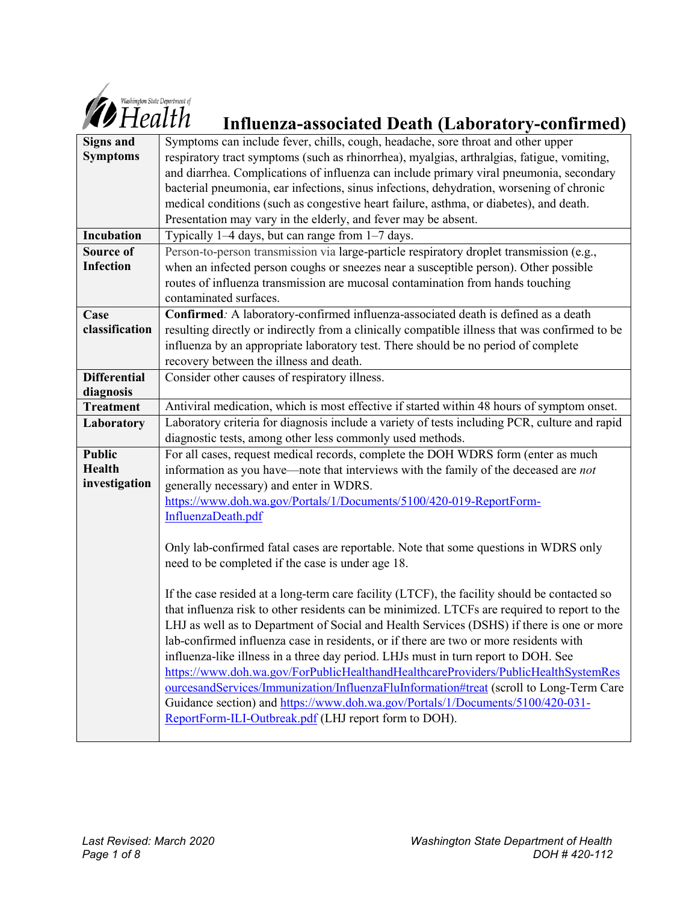# Influenza-associated Death (Laboratory-confirmed)

| | |
|---|---|
| **Signs and Symptoms** | Symptoms can include fever, chills, cough, headache, sore throat and other upper respiratory tract symptoms (such as rhinorrhea), myalgias, arthralgias, fatigue, vomiting, and diarrhea. Complications of influenza can include primary viral pneumonia, secondary bacterial pneumonia, ear infections, sinus infections, dehydration, worsening of chronic medical conditions (such as congestive heart failure, asthma, or diabetes), and death. Presentation may vary in the elderly, and fever may be absent. |
| **Incubation** | Typically 1–4 days, but can range from 1–7 days. |
| **Source of Infection** | Person-to-person transmission via large-particle respiratory droplet transmission (e.g., when an infected person coughs or sneezes near a susceptible person). Other possible routes of influenza transmission are mucosal contamination from hands touching contaminated surfaces. |
| **Case classification** | **Confirmed***:* A laboratory-confirmed influenza-associated death is defined as a death resulting directly or indirectly from a clinically compatible illness that was confirmed to be influenza by an appropriate laboratory test. There should be no period of complete recovery between the illness and death. |
| **Differential diagnosis** | Consider other causes of respiratory illness. |
| **Treatment** | Antiviral medication, which is most effective if started within 48 hours of symptom onset. |
| **Laboratory** | Laboratory criteria for diagnosis include a variety of tests including PCR, culture and rapid diagnostic tests, among other less commonly used methods. |
| **Public Health investigation** | For all cases, request medical records, complete the DOH WDRS form (enter as much information as you have—note that interviews with the family of the deceased are *not* generally necessary) and enter in WDRS. https://www.doh.wa.gov/Portals/1/Documents/5100/420-019-ReportForm-InfluenzaDeath.pdf<br><br>Only lab-confirmed fatal cases are reportable. Note that some questions in WDRS only need to be completed if the case is under age 18.<br><br>If the case resided at a long-term care facility (LTCF), the facility should be contacted so that influenza risk to other residents can be minimized. LTCFs are required to report to the LHJ as well as to Department of Social and Health Services (DSHS) if there is one or more lab-confirmed influenza case in residents, or if there are two or more residents with influenza-like illness in a three day period. LHJs must in turn report to DOH. See https://www.doh.wa.gov/ForPublicHealthandHealthcareProviders/PublicHealthSystemResourcesandServices/Immunization/InfluenzaFluInformation#treat (scroll to Long-Term Care Guidance section) and https://www.doh.wa.gov/Portals/1/Documents/5100/420-031-ReportForm-ILI-Outbreak.pdf (LHJ report form to DOH). |

*Last Revised: March 2020*

*Washington State Department of Health*
*DOH # 420-112*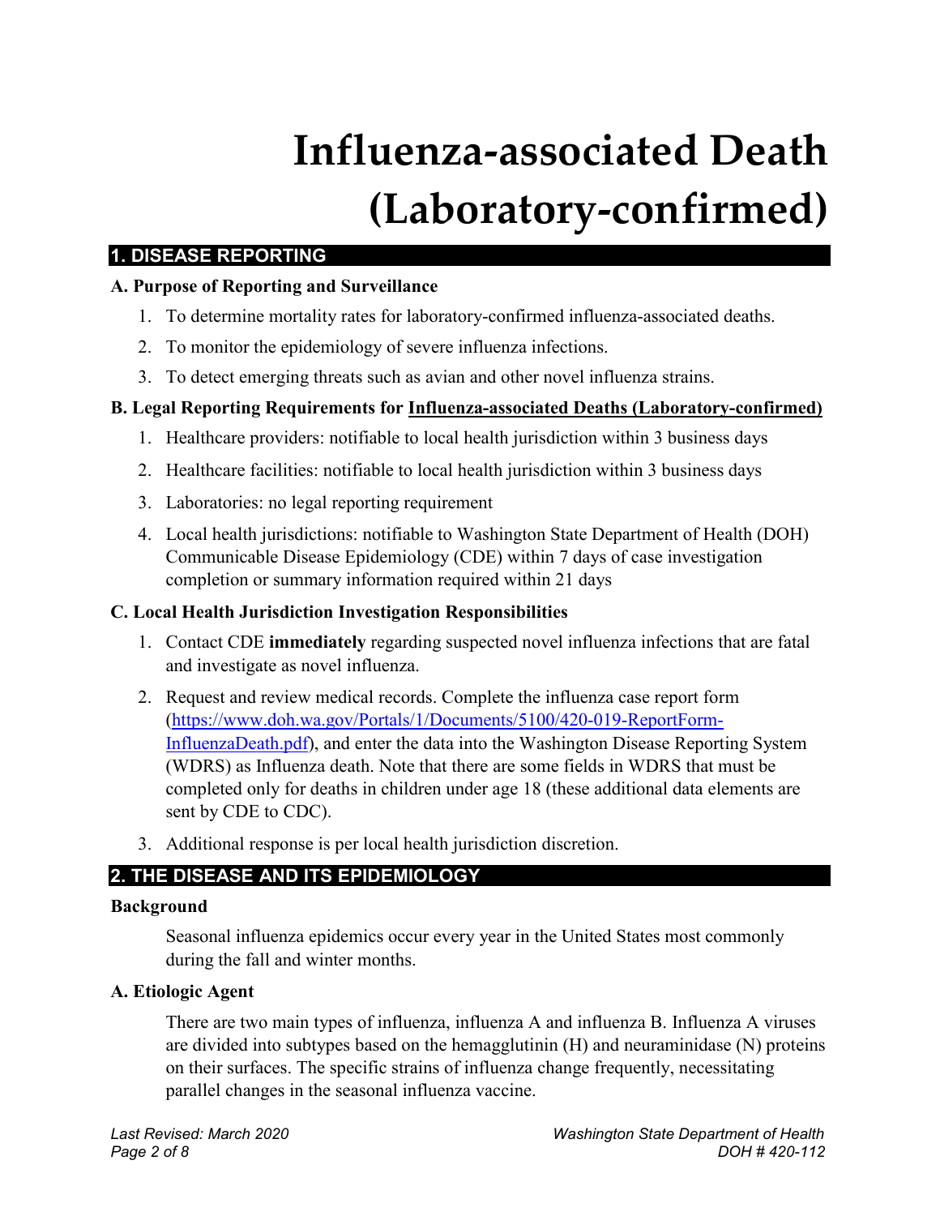# Influenza-associated Death (Laboratory-confirmed)

## 1. DISEASE REPORTING

### A. Purpose of Reporting and Surveillance

1. To determine mortality rates for laboratory-confirmed influenza-associated deaths.
2. To monitor the epidemiology of severe influenza infections.
3. To detect emerging threats such as avian and other novel influenza strains.

### B. Legal Reporting Requirements for Influenza-associated Deaths (Laboratory-confirmed)

1. Healthcare providers: notifiable to local health jurisdiction within 3 business days
2. Healthcare facilities: notifiable to local health jurisdiction within 3 business days
3. Laboratories: no legal reporting requirement
4. Local health jurisdictions: notifiable to Washington State Department of Health (DOH) Communicable Disease Epidemiology (CDE) within 7 days of case investigation completion or summary information required within 21 days

### C. Local Health Jurisdiction Investigation Responsibilities

1. Contact CDE **immediately** regarding suspected novel influenza infections that are fatal and investigate as novel influenza.
2. Request and review medical records. Complete the influenza case report form ([https://www.doh.wa.gov/Portals/1/Documents/5100/420-019-ReportForm-InfluenzaDeath.pdf](https://www.doh.wa.gov/Portals/1/Documents/5100/420-019-ReportForm-InfluenzaDeath.pdf)), and enter the data into the Washington Disease Reporting System (WDRS) as Influenza death. Note that there are some fields in WDRS that must be completed only for deaths in children under age 18 (these additional data elements are sent by CDE to CDC).
3. Additional response is per local health jurisdiction discretion.

## 2. THE DISEASE AND ITS EPIDEMIOLOGY

### Background

Seasonal influenza epidemics occur every year in the United States most commonly during the fall and winter months.

### A. Etiologic Agent

There are two main types of influenza, influenza A and influenza B. Influenza A viruses are divided into subtypes based on the hemagglutinin (H) and neuraminidase (N) proteins on their surfaces. The specific strains of influenza change frequently, necessitating parallel changes in the seasonal influenza vaccine.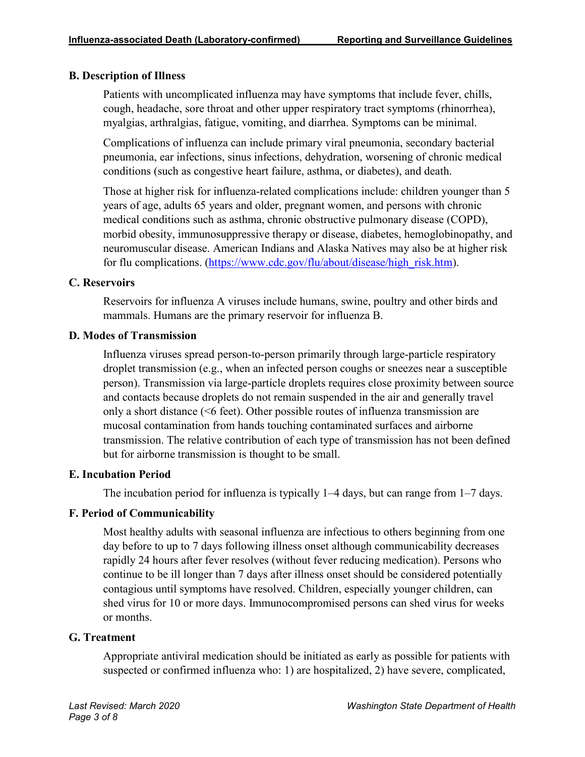### B. Description of Illness

Patients with uncomplicated influenza may have symptoms that include fever, chills, cough, headache, sore throat and other upper respiratory tract symptoms (rhinorrhea), myalgias, arthralgias, fatigue, vomiting, and diarrhea. Symptoms can be minimal.

Complications of influenza can include primary viral pneumonia, secondary bacterial pneumonia, ear infections, sinus infections, dehydration, worsening of chronic medical conditions (such as congestive heart failure, asthma, or diabetes), and death.

Those at higher risk for influenza-related complications include: children younger than 5 years of age, adults 65 years and older, pregnant women, and persons with chronic medical conditions such as asthma, chronic obstructive pulmonary disease (COPD), morbid obesity, immunosuppressive therapy or disease, diabetes, hemoglobinopathy, and neuromuscular disease. American Indians and Alaska Natives may also be at higher risk for flu complications. (https://www.cdc.gov/flu/about/disease/high_risk.htm).

### C. Reservoirs

Reservoirs for influenza A viruses include humans, swine, poultry and other birds and mammals. Humans are the primary reservoir for influenza B.

### D. Modes of Transmission

Influenza viruses spread person-to-person primarily through large-particle respiratory droplet transmission (e.g., when an infected person coughs or sneezes near a susceptible person). Transmission via large-particle droplets requires close proximity between source and contacts because droplets do not remain suspended in the air and generally travel only a short distance (<6 feet). Other possible routes of influenza transmission are mucosal contamination from hands touching contaminated surfaces and airborne transmission. The relative contribution of each type of transmission has not been defined but for airborne transmission is thought to be small.

### E. Incubation Period

The incubation period for influenza is typically 1–4 days, but can range from 1–7 days.

### F. Period of Communicability

Most healthy adults with seasonal influenza are infectious to others beginning from one day before to up to 7 days following illness onset although communicability decreases rapidly 24 hours after fever resolves (without fever reducing medication). Persons who continue to be ill longer than 7 days after illness onset should be considered potentially contagious until symptoms have resolved. Children, especially younger children, can shed virus for 10 or more days. Immunocompromised persons can shed virus for weeks or months.

### G. Treatment

Appropriate antiviral medication should be initiated as early as possible for patients with suspected or confirmed influenza who: 1) are hospitalized, 2) have severe, complicated,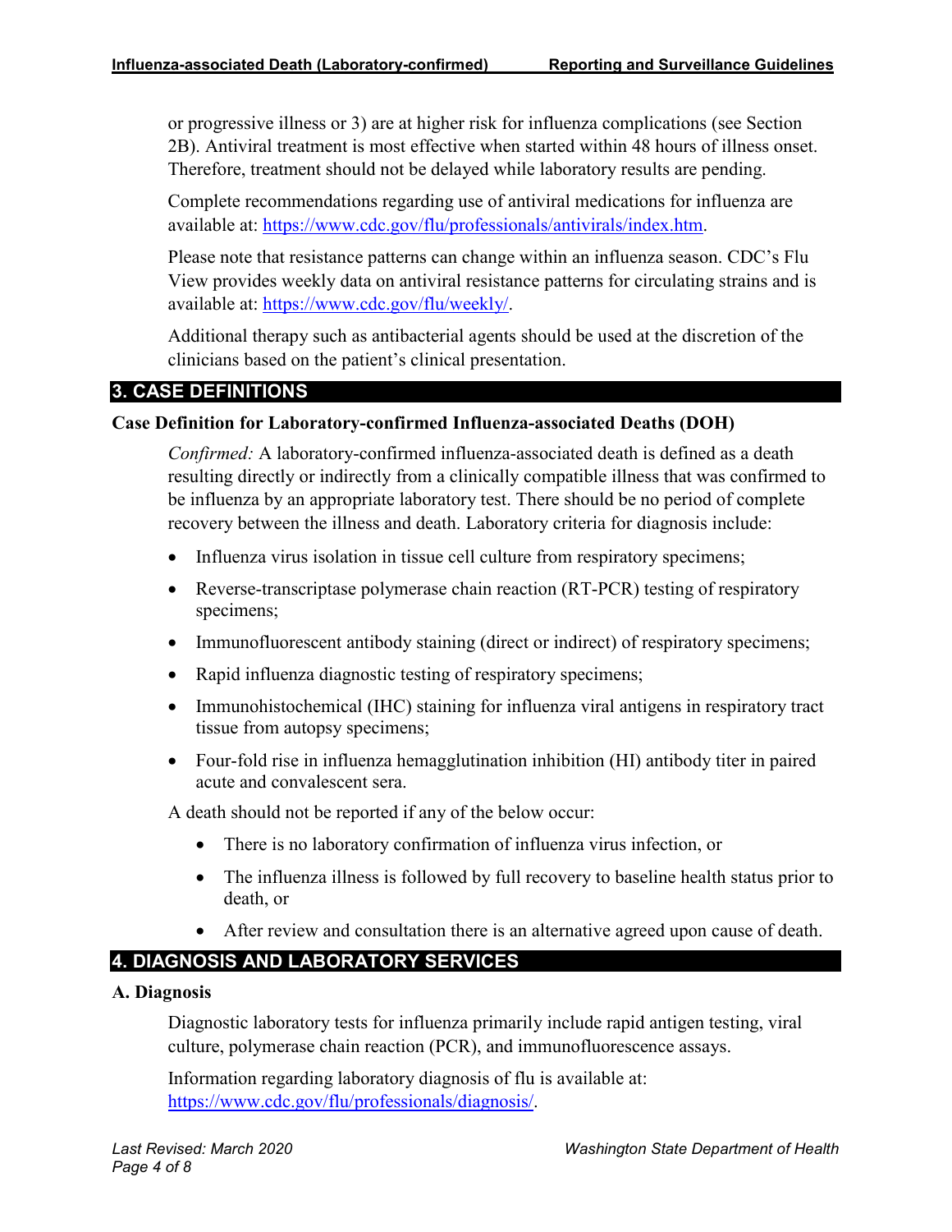or progressive illness or 3) are at higher risk for influenza complications (see Section 2B). Antiviral treatment is most effective when started within 48 hours of illness onset. Therefore, treatment should not be delayed while laboratory results are pending.

Complete recommendations regarding use of antiviral medications for influenza are available at: https://www.cdc.gov/flu/professionals/antivirals/index.htm.

Please note that resistance patterns can change within an influenza season. CDC's Flu View provides weekly data on antiviral resistance patterns for circulating strains and is available at: https://www.cdc.gov/flu/weekly/.

Additional therapy such as antibacterial agents should be used at the discretion of the clinicians based on the patient's clinical presentation.

## 3. CASE DEFINITIONS

### Case Definition for Laboratory-confirmed Influenza-associated Deaths (DOH)

*Confirmed:* A laboratory-confirmed influenza-associated death is defined as a death resulting directly or indirectly from a clinically compatible illness that was confirmed to be influenza by an appropriate laboratory test. There should be no period of complete recovery between the illness and death. Laboratory criteria for diagnosis include:

- Influenza virus isolation in tissue cell culture from respiratory specimens;
- Reverse-transcriptase polymerase chain reaction (RT-PCR) testing of respiratory specimens;
- Immunofluorescent antibody staining (direct or indirect) of respiratory specimens;
- Rapid influenza diagnostic testing of respiratory specimens;
- Immunohistochemical (IHC) staining for influenza viral antigens in respiratory tract tissue from autopsy specimens;
- Four-fold rise in influenza hemagglutination inhibition (HI) antibody titer in paired acute and convalescent sera.

A death should not be reported if any of the below occur:

- There is no laboratory confirmation of influenza virus infection, or
- The influenza illness is followed by full recovery to baseline health status prior to death, or
- After review and consultation there is an alternative agreed upon cause of death.

## 4. DIAGNOSIS AND LABORATORY SERVICES

### A. Diagnosis

Diagnostic laboratory tests for influenza primarily include rapid antigen testing, viral culture, polymerase chain reaction (PCR), and immunofluorescence assays.

Information regarding laboratory diagnosis of flu is available at: https://www.cdc.gov/flu/professionals/diagnosis/.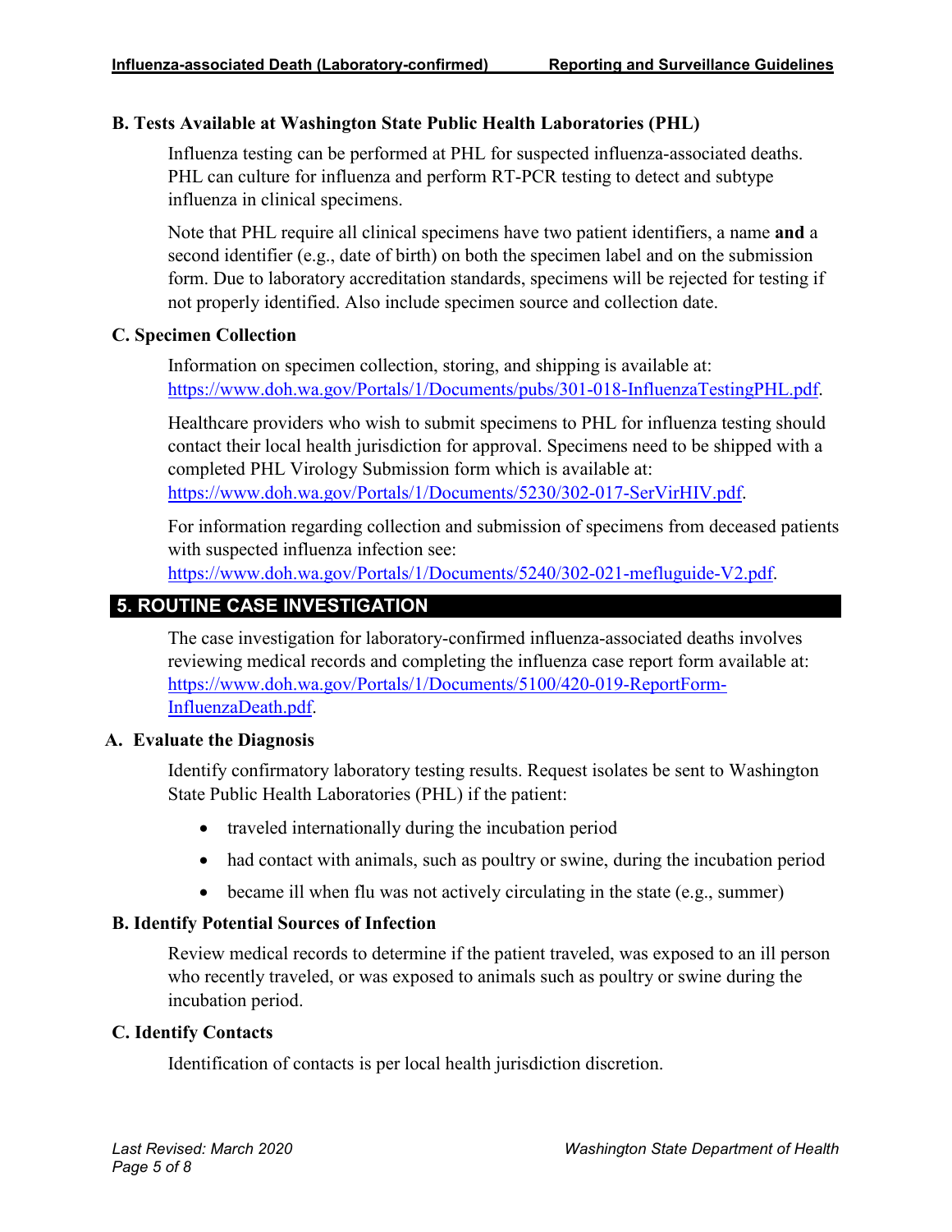### B. Tests Available at Washington State Public Health Laboratories (PHL)

Influenza testing can be performed at PHL for suspected influenza-associated deaths. PHL can culture for influenza and perform RT-PCR testing to detect and subtype influenza in clinical specimens.

Note that PHL require all clinical specimens have two patient identifiers, a name **and** a second identifier (e.g., date of birth) on both the specimen label and on the submission form. Due to laboratory accreditation standards, specimens will be rejected for testing if not properly identified. Also include specimen source and collection date.

### C. Specimen Collection

Information on specimen collection, storing, and shipping is available at: https://www.doh.wa.gov/Portals/1/Documents/pubs/301-018-InfluenzaTestingPHL.pdf.

Healthcare providers who wish to submit specimens to PHL for influenza testing should contact their local health jurisdiction for approval. Specimens need to be shipped with a completed PHL Virology Submission form which is available at: https://www.doh.wa.gov/Portals/1/Documents/5230/302-017-SerVirHIV.pdf.

For information regarding collection and submission of specimens from deceased patients with suspected influenza infection see: https://www.doh.wa.gov/Portals/1/Documents/5240/302-021-mefluguide-V2.pdf.

## 5. ROUTINE CASE INVESTIGATION

The case investigation for laboratory-confirmed influenza-associated deaths involves reviewing medical records and completing the influenza case report form available at: https://www.doh.wa.gov/Portals/1/Documents/5100/420-019-ReportForm-InfluenzaDeath.pdf.

### A. Evaluate the Diagnosis

Identify confirmatory laboratory testing results. Request isolates be sent to Washington State Public Health Laboratories (PHL) if the patient:

- traveled internationally during the incubation period
- had contact with animals, such as poultry or swine, during the incubation period
- became ill when flu was not actively circulating in the state (e.g., summer)

### B. Identify Potential Sources of Infection

Review medical records to determine if the patient traveled, was exposed to an ill person who recently traveled, or was exposed to animals such as poultry or swine during the incubation period.

### C. Identify Contacts

Identification of contacts is per local health jurisdiction discretion.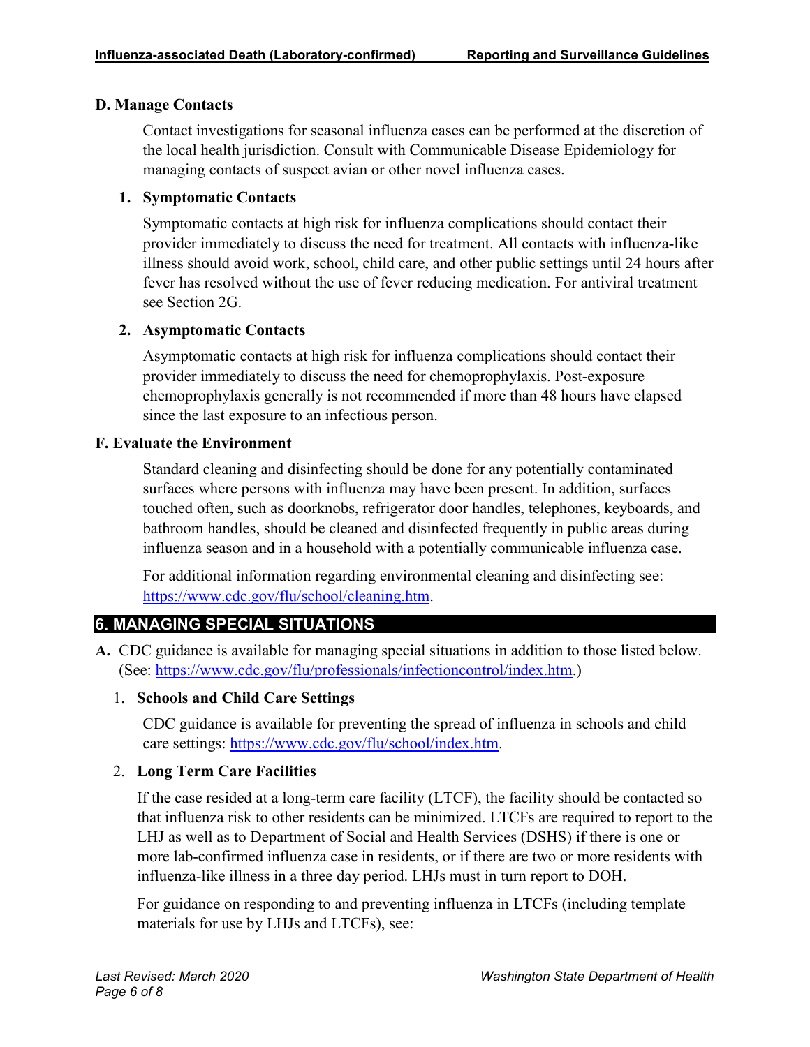### D. Manage Contacts

Contact investigations for seasonal influenza cases can be performed at the discretion of the local health jurisdiction. Consult with Communicable Disease Epidemiology for managing contacts of suspect avian or other novel influenza cases.

#### 1. Symptomatic Contacts

Symptomatic contacts at high risk for influenza complications should contact their provider immediately to discuss the need for treatment. All contacts with influenza-like illness should avoid work, school, child care, and other public settings until 24 hours after fever has resolved without the use of fever reducing medication. For antiviral treatment see Section 2G.

#### 2. Asymptomatic Contacts

Asymptomatic contacts at high risk for influenza complications should contact their provider immediately to discuss the need for chemoprophylaxis. Post-exposure chemoprophylaxis generally is not recommended if more than 48 hours have elapsed since the last exposure to an infectious person.

### F. Evaluate the Environment

Standard cleaning and disinfecting should be done for any potentially contaminated surfaces where persons with influenza may have been present. In addition, surfaces touched often, such as doorknobs, refrigerator door handles, telephones, keyboards, and bathroom handles, should be cleaned and disinfected frequently in public areas during influenza season and in a household with a potentially communicable influenza case.

For additional information regarding environmental cleaning and disinfecting see: https://www.cdc.gov/flu/school/cleaning.htm.

## 6. MANAGING SPECIAL SITUATIONS

**A.** CDC guidance is available for managing special situations in addition to those listed below. (See: https://www.cdc.gov/flu/professionals/infectioncontrol/index.htm.)

1. **Schools and Child Care Settings**

   CDC guidance is available for preventing the spread of influenza in schools and child care settings: https://www.cdc.gov/flu/school/index.htm.

2. **Long Term Care Facilities**

   If the case resided at a long-term care facility (LTCF), the facility should be contacted so that influenza risk to other residents can be minimized. LTCFs are required to report to the LHJ as well as to Department of Social and Health Services (DSHS) if there is one or more lab-confirmed influenza case in residents, or if there are two or more residents with influenza-like illness in a three day period. LHJs must in turn report to DOH.

   For guidance on responding to and preventing influenza in LTCFs (including template materials for use by LHJs and LTCFs), see: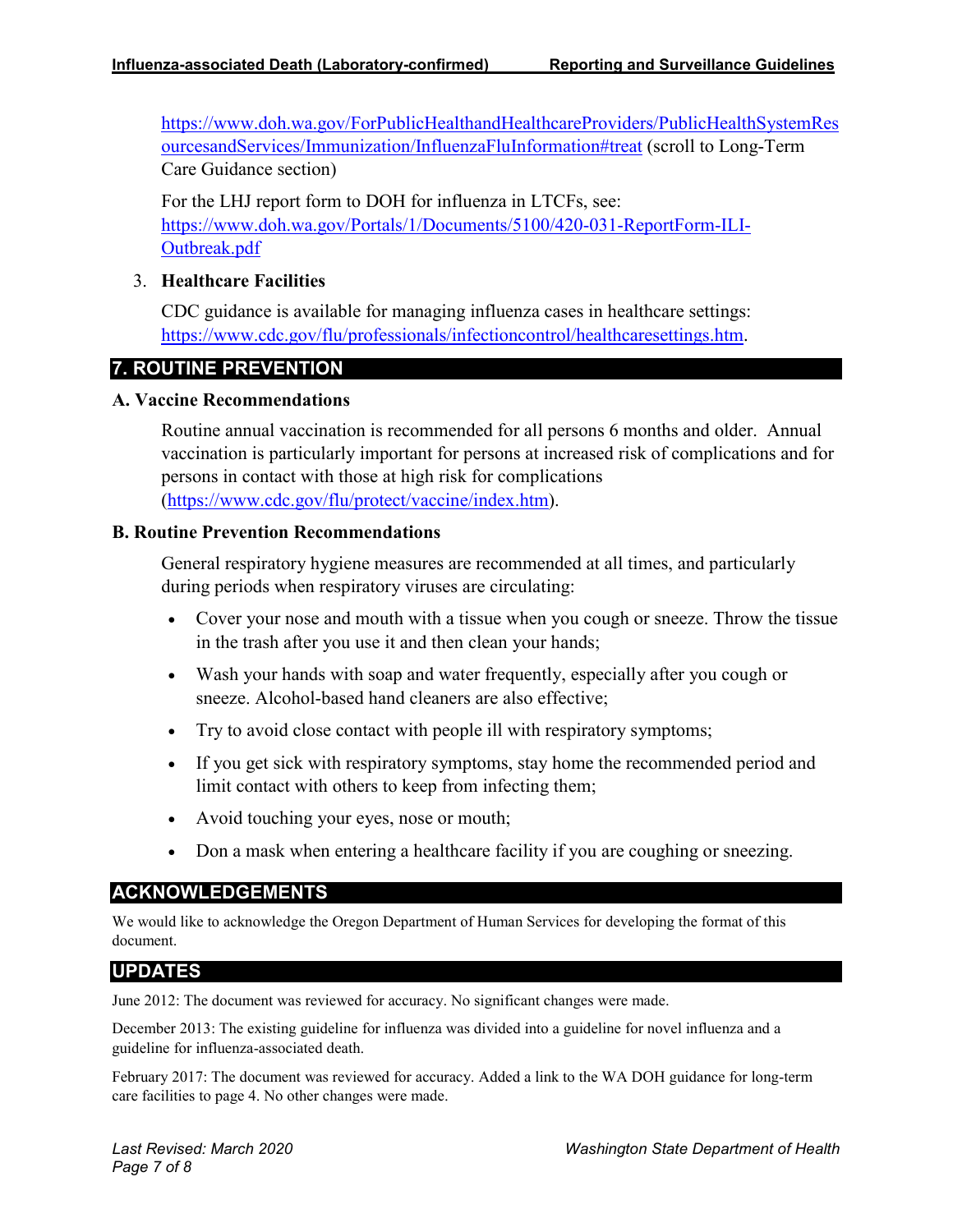https://www.doh.wa.gov/ForPublicHealthandHealthcareProviders/PublicHealthSystemResourcesandServices/Immunization/InfluenzaFluInformation#treat (scroll to Long-Term Care Guidance section)

For the LHJ report form to DOH for influenza in LTCFs, see: https://www.doh.wa.gov/Portals/1/Documents/5100/420-031-ReportForm-ILI-Outbreak.pdf

3. **Healthcare Facilities**

   CDC guidance is available for managing influenza cases in healthcare settings: https://www.cdc.gov/flu/professionals/infectioncontrol/healthcaresettings.htm.

## 7. ROUTINE PREVENTION

### A. Vaccine Recommendations

Routine annual vaccination is recommended for all persons 6 months and older. Annual vaccination is particularly important for persons at increased risk of complications and for persons in contact with those at high risk for complications (https://www.cdc.gov/flu/protect/vaccine/index.htm).

### B. Routine Prevention Recommendations

General respiratory hygiene measures are recommended at all times, and particularly during periods when respiratory viruses are circulating:

- Cover your nose and mouth with a tissue when you cough or sneeze. Throw the tissue in the trash after you use it and then clean your hands;
- Wash your hands with soap and water frequently, especially after you cough or sneeze. Alcohol-based hand cleaners are also effective;
- Try to avoid close contact with people ill with respiratory symptoms;
- If you get sick with respiratory symptoms, stay home the recommended period and limit contact with others to keep from infecting them;
- Avoid touching your eyes, nose or mouth;
- Don a mask when entering a healthcare facility if you are coughing or sneezing.

## ACKNOWLEDGEMENTS

We would like to acknowledge the Oregon Department of Human Services for developing the format of this document.

## UPDATES

June 2012: The document was reviewed for accuracy. No significant changes were made.

December 2013: The existing guideline for influenza was divided into a guideline for novel influenza and a guideline for influenza-associated death.

February 2017: The document was reviewed for accuracy. Added a link to the WA DOH guidance for long-term care facilities to page 4. No other changes were made.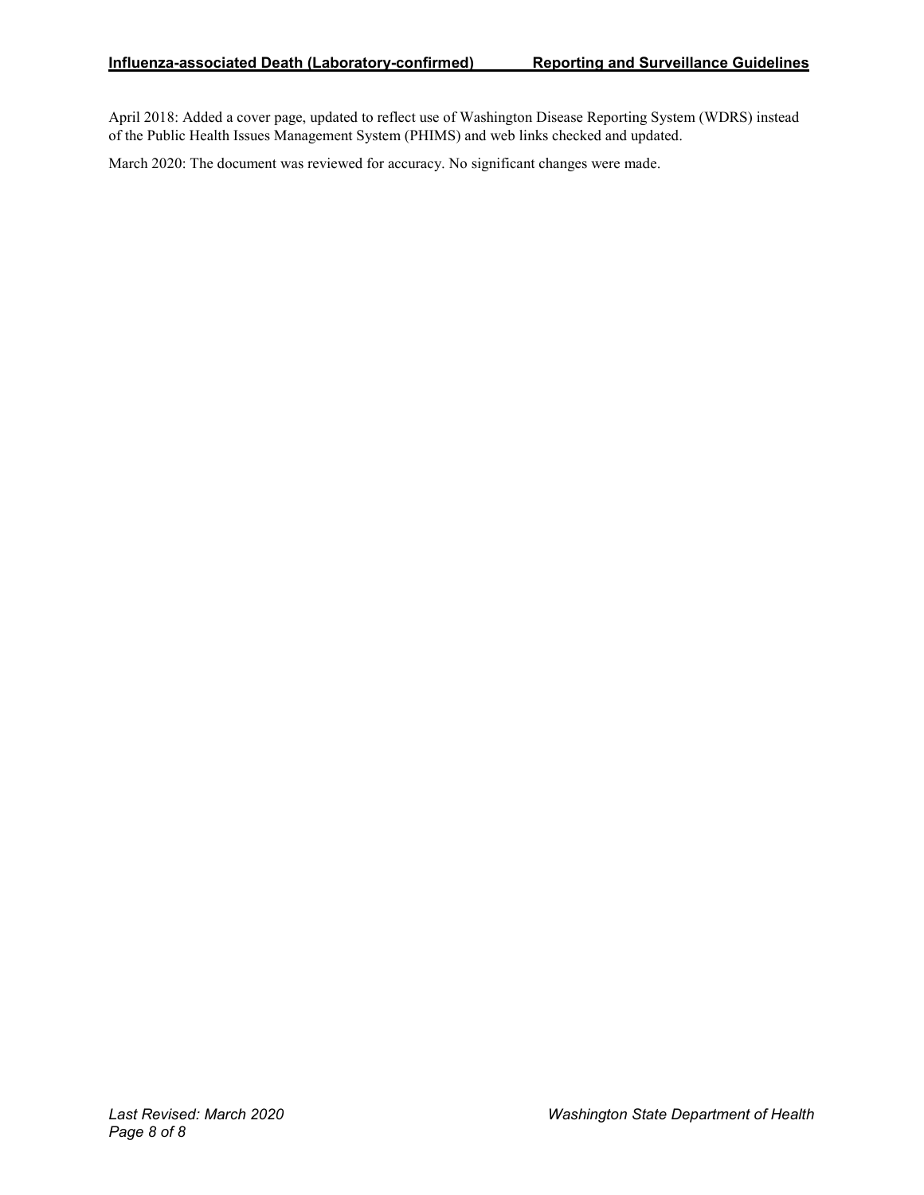April 2018: Added a cover page, updated to reflect use of Washington Disease Reporting System (WDRS) instead of the Public Health Issues Management System (PHIMS) and web links checked and updated.

March 2020: The document was reviewed for accuracy. No significant changes were made.